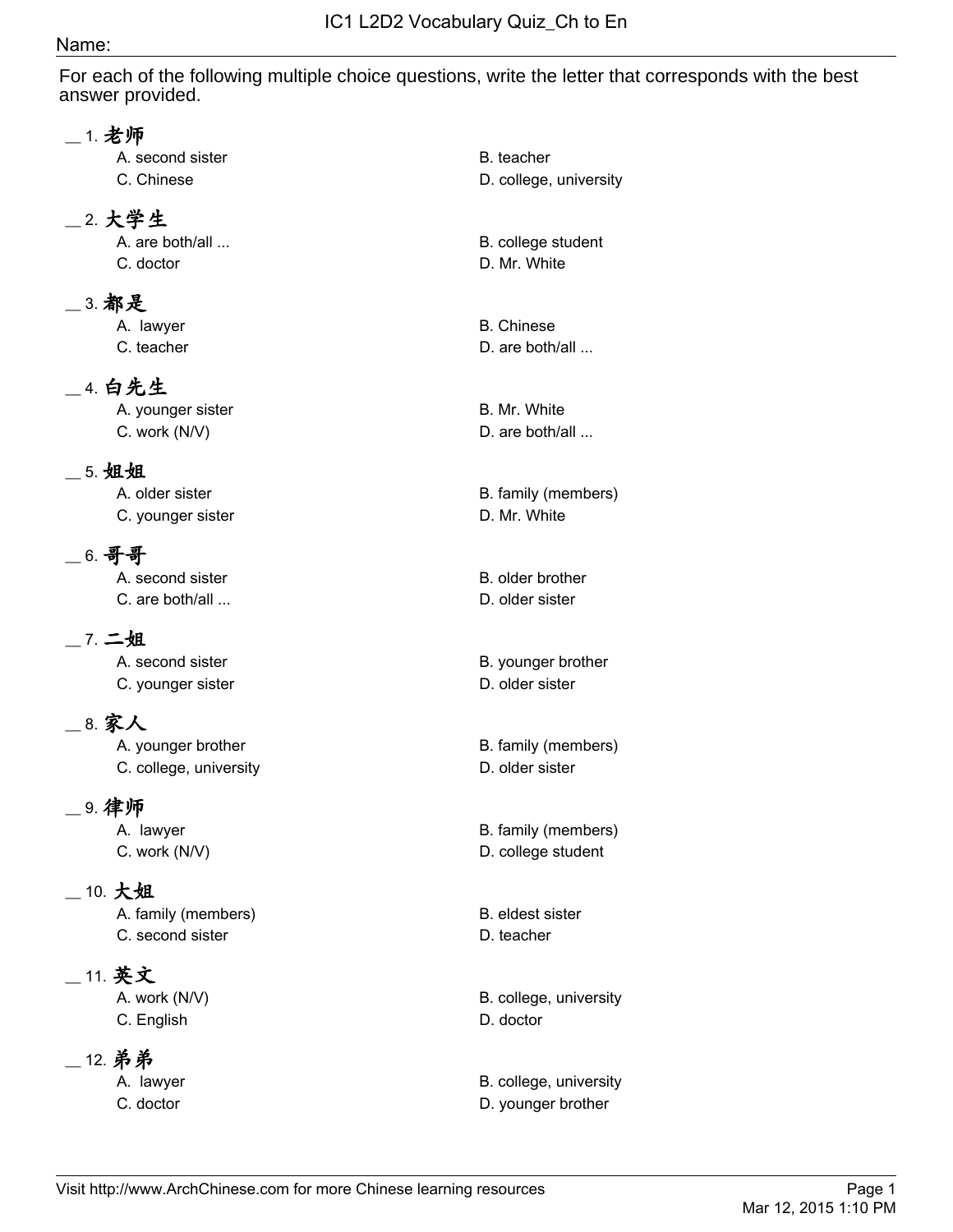# IC1 L2D2 Vocabulary Quiz_Ch to En

Name:

For each of the following multiple choice questions, write the letter that corresponds with the best answer provided.

__ 1. 老师
- A. second sister
- B. teacher
- C. Chinese
- D. college, university

__ 2. 大学生
- A. are both/all ...
- B. college student
- C. doctor
- D. Mr. White

__ 3. 都是
- A. lawyer
- B. Chinese
- C. teacher
- D. are both/all ...

__ 4. 白先生
- A. younger sister
- B. Mr. White
- C. work (N/V)
- D. are both/all ...

__ 5. 姐姐
- A. older sister
- B. family (members)
- C. younger sister
- D. Mr. White

__ 6. 哥哥
- A. second sister
- B. older brother
- C. are both/all ...
- D. older sister

__ 7. 二姐
- A. second sister
- B. younger brother
- C. younger sister
- D. older sister

__ 8. 家人
- A. younger brother
- B. family (members)
- C. college, university
- D. older sister

__ 9. 律师
- A. lawyer
- B. family (members)
- C. work (N/V)
- D. college student

__ 10. 大姐
- A. family (members)
- B. eldest sister
- C. second sister
- D. teacher

__ 11. 英文
- A. work (N/V)
- B. college, university
- C. English
- D. doctor

__ 12. 弟弟
- A. lawyer
- B. college, university
- C. doctor
- D. younger brother

Visit http://www.ArchChinese.com for more Chinese learning resources

Mar 12, 2015 1:10 PM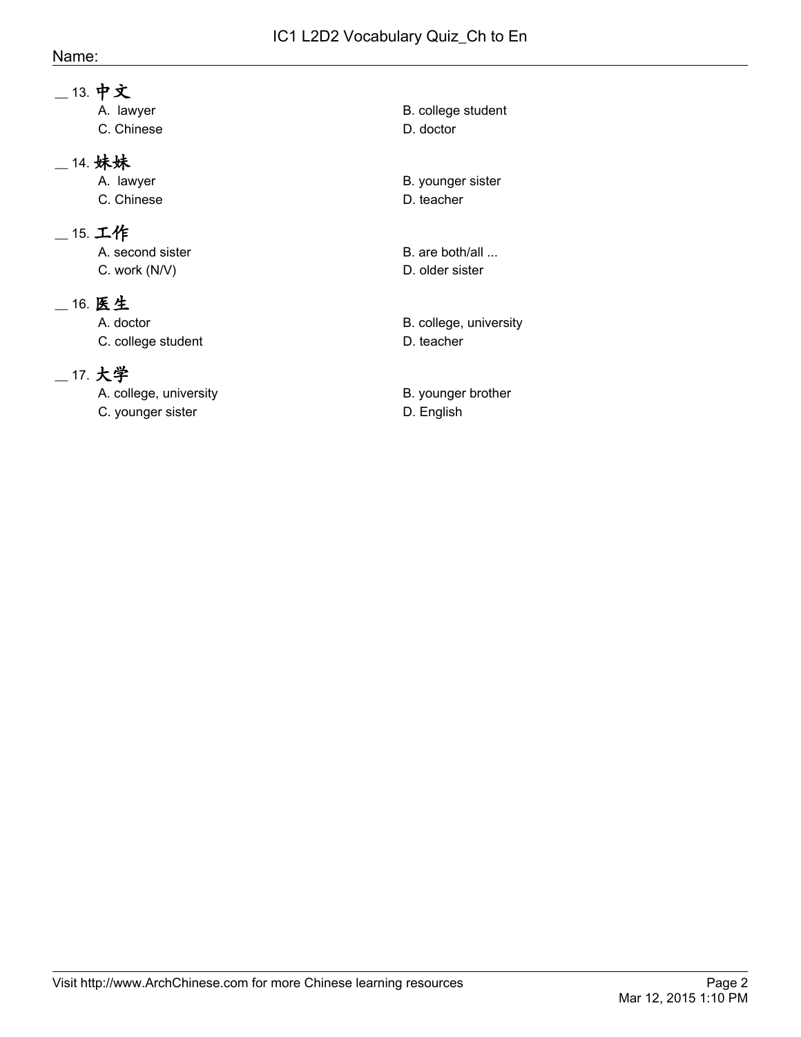Name:

__ 13. **中文**

A. lawyer
B. college student
C. Chinese
D. doctor

__ 14. **妹妹**

A. lawyer
B. younger sister
C. Chinese
D. teacher

__ 15. **工作**

A. second sister
B. are both/all ...
C. work (N/V)
D. older sister

__ 16. **医生**

A. doctor
B. college, university
C. college student
D. teacher

__ 17. **大学**

A. college, university
B. younger brother
C. younger sister
D. English